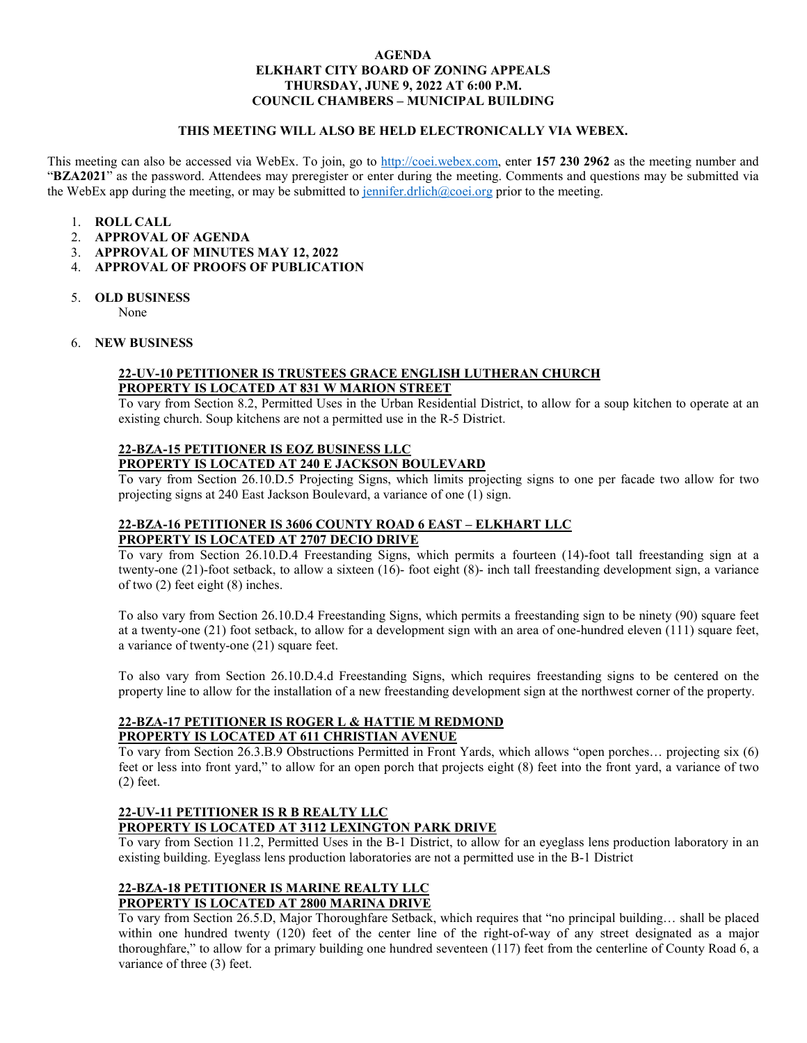# AGENDA
# ELKHART CITY BOARD OF ZONING APPEALS
# THURSDAY, JUNE 9, 2022 AT 6:00 P.M.
# COUNCIL CHAMBERS – MUNICIPAL BUILDING

**THIS MEETING WILL ALSO BE HELD ELECTRONICALLY VIA WEBEX.**

This meeting can also be accessed via WebEx. To join, go to http://coei.webex.com, enter **157 230 2962** as the meeting number and "**BZA2021**" as the password. Attendees may preregister or enter during the meeting. Comments and questions may be submitted via the WebEx app during the meeting, or may be submitted to jennifer.drlich@coei.org prior to the meeting.

1. **ROLL CALL**
2. **APPROVAL OF AGENDA**
3. **APPROVAL OF MINUTES MAY 12, 2022**
4. **APPROVAL OF PROOFS OF PUBLICATION**
5. **OLD BUSINESS**
   None
6. **NEW BUSINESS**

**22-UV-10 PETITIONER IS TRUSTEES GRACE ENGLISH LUTHERAN CHURCH**
**PROPERTY IS LOCATED AT 831 W MARION STREET**
To vary from Section 8.2, Permitted Uses in the Urban Residential District, to allow for a soup kitchen to operate at an existing church. Soup kitchens are not a permitted use in the R-5 District.

**22-BZA-15 PETITIONER IS EOZ BUSINESS LLC**
**PROPERTY IS LOCATED AT 240 E JACKSON BOULEVARD**
To vary from Section 26.10.D.5 Projecting Signs, which limits projecting signs to one per facade two allow for two projecting signs at 240 East Jackson Boulevard, a variance of one (1) sign.

**22-BZA-16 PETITIONER IS 3606 COUNTY ROAD 6 EAST – ELKHART LLC**
**PROPERTY IS LOCATED AT 2707 DECIO DRIVE**
To vary from Section 26.10.D.4 Freestanding Signs, which permits a fourteen (14)-foot tall freestanding sign at a twenty-one (21)-foot setback, to allow a sixteen (16)- foot eight (8)- inch tall freestanding development sign, a variance of two (2) feet eight (8) inches.

To also vary from Section 26.10.D.4 Freestanding Signs, which permits a freestanding sign to be ninety (90) square feet at a twenty-one (21) foot setback, to allow for a development sign with an area of one-hundred eleven (111) square feet, a variance of twenty-one (21) square feet.

To also vary from Section 26.10.D.4.d Freestanding Signs, which requires freestanding signs to be centered on the property line to allow for the installation of a new freestanding development sign at the northwest corner of the property.

**22-BZA-17 PETITIONER IS ROGER L & HATTIE M REDMOND**
**PROPERTY IS LOCATED AT 611 CHRISTIAN AVENUE**
To vary from Section 26.3.B.9 Obstructions Permitted in Front Yards, which allows "open porches… projecting six (6) feet or less into front yard," to allow for an open porch that projects eight (8) feet into the front yard, a variance of two (2) feet.

**22-UV-11 PETITIONER IS R B REALTY LLC**
**PROPERTY IS LOCATED AT 3112 LEXINGTON PARK DRIVE**
To vary from Section 11.2, Permitted Uses in the B-1 District, to allow for an eyeglass lens production laboratory in an existing building. Eyeglass lens production laboratories are not a permitted use in the B-1 District

**22-BZA-18 PETITIONER IS MARINE REALTY LLC**
**PROPERTY IS LOCATED AT 2800 MARINA DRIVE**
To vary from Section 26.5.D, Major Thoroughfare Setback, which requires that "no principal building… shall be placed within one hundred twenty (120) feet of the center line of the right-of-way of any street designated as a major thoroughfare," to allow for a primary building one hundred seventeen (117) feet from the centerline of County Road 6, a variance of three (3) feet.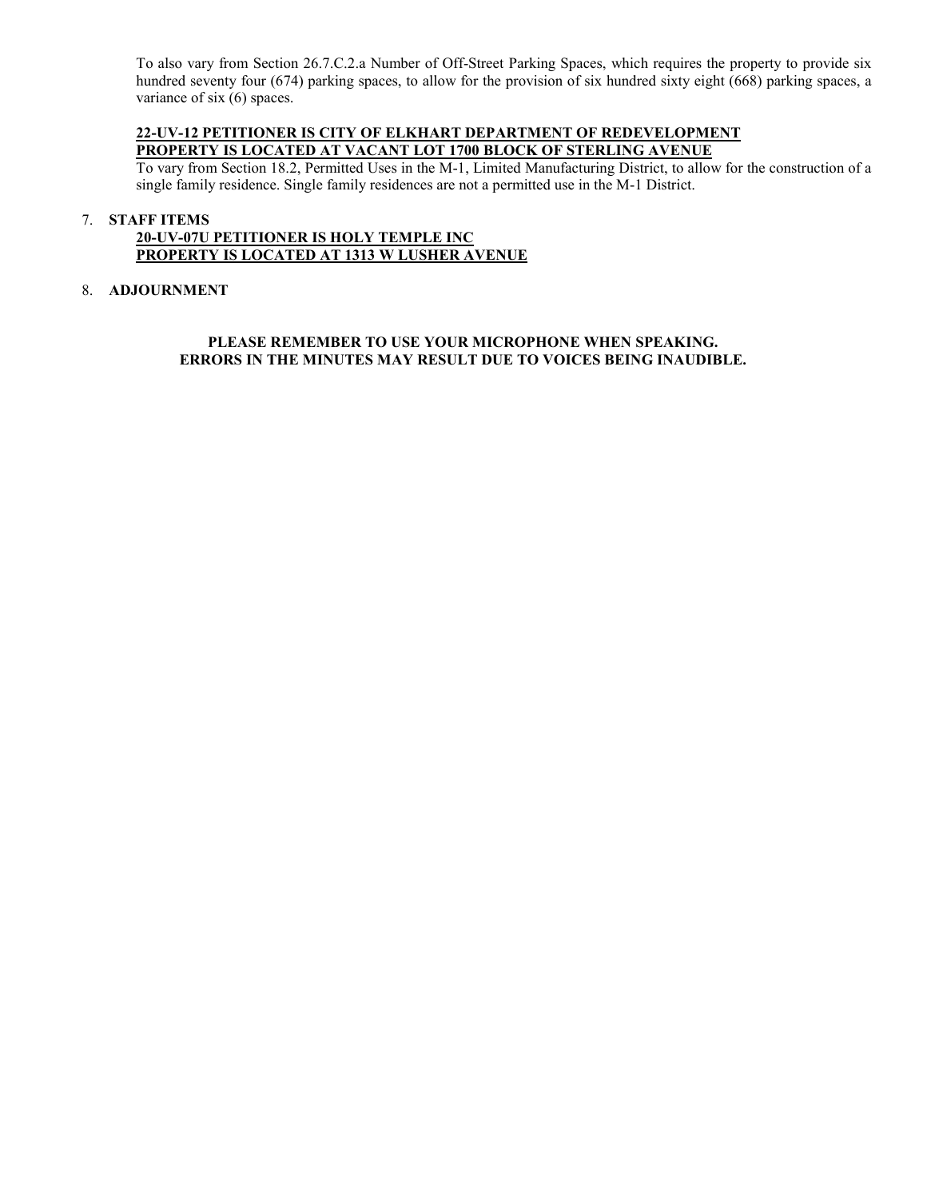To also vary from Section 26.7.C.2.a Number of Off-Street Parking Spaces, which requires the property to provide six hundred seventy four (674) parking spaces, to allow for the provision of six hundred sixty eight (668) parking spaces, a variance of six (6) spaces.

**22-UV-12 PETITIONER IS CITY OF ELKHART DEPARTMENT OF REDEVELOPMENT**
**PROPERTY IS LOCATED AT VACANT LOT 1700 BLOCK OF STERLING AVENUE**

To vary from Section 18.2, Permitted Uses in the M-1, Limited Manufacturing District, to allow for the construction of a single family residence. Single family residences are not a permitted use in the M-1 District.

7. **STAFF ITEMS**

   **20-UV-07U PETITIONER IS HOLY TEMPLE INC**
   **PROPERTY IS LOCATED AT 1313 W LUSHER AVENUE**

8. **ADJOURNMENT**

**PLEASE REMEMBER TO USE YOUR MICROPHONE WHEN SPEAKING.**
**ERRORS IN THE MINUTES MAY RESULT DUE TO VOICES BEING INAUDIBLE.**